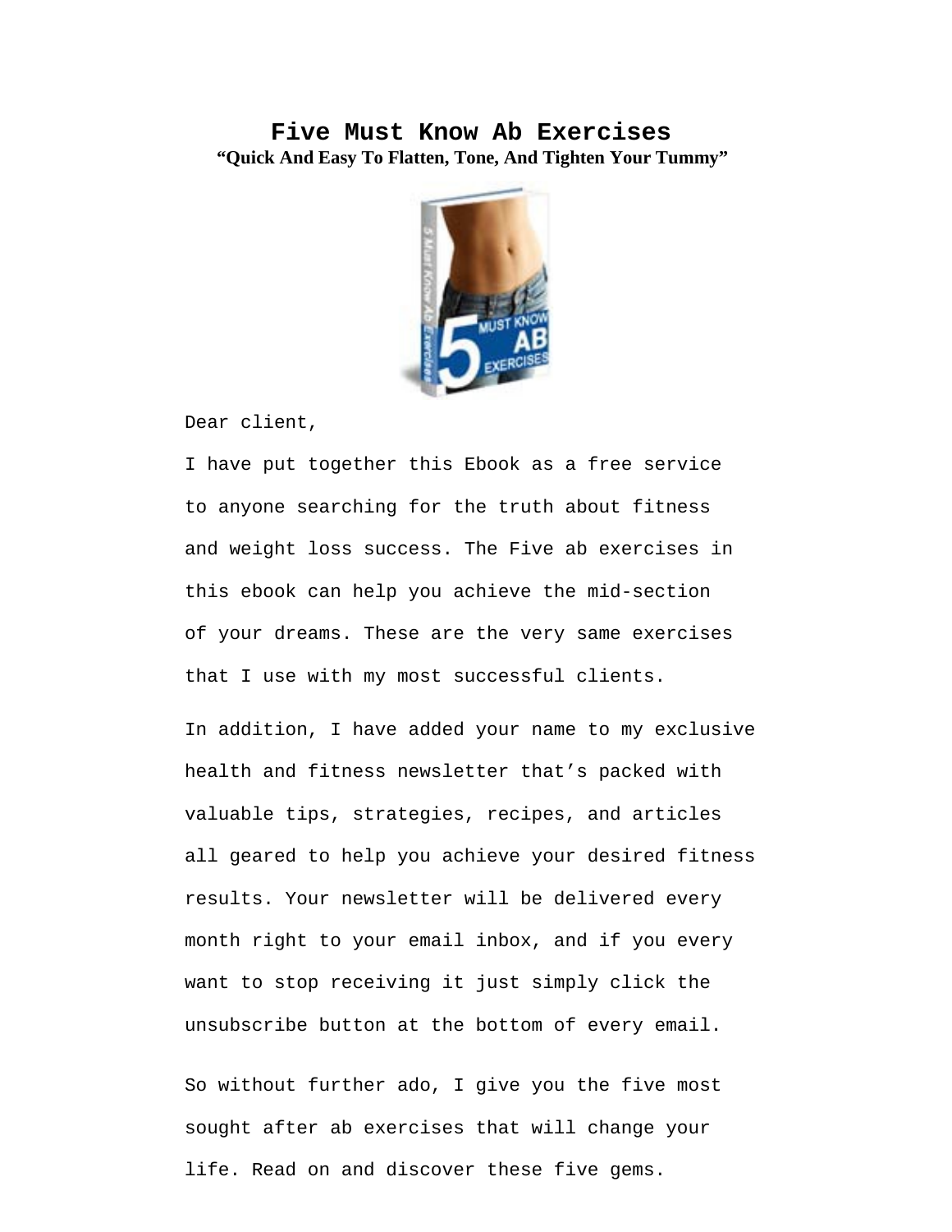# Five Must Know Ab Exercises

**"Quick And Easy To Flatten, Tone, And Tighten Your Tummy"**

Dear client,

I have put together this Ebook as a free service to anyone searching for the truth about fitness and weight loss success. The Five ab exercises in this ebook can help you achieve the mid-section of your dreams. These are the very same exercises that I use with my most successful clients.

In addition, I have added your name to my exclusive health and fitness newsletter that's packed with valuable tips, strategies, recipes, and articles all geared to help you achieve your desired fitness results. Your newsletter will be delivered every month right to your email inbox, and if you every want to stop receiving it just simply click the unsubscribe button at the bottom of every email.

So without further ado, I give you the five most sought after ab exercises that will change your life. Read on and discover these five gems.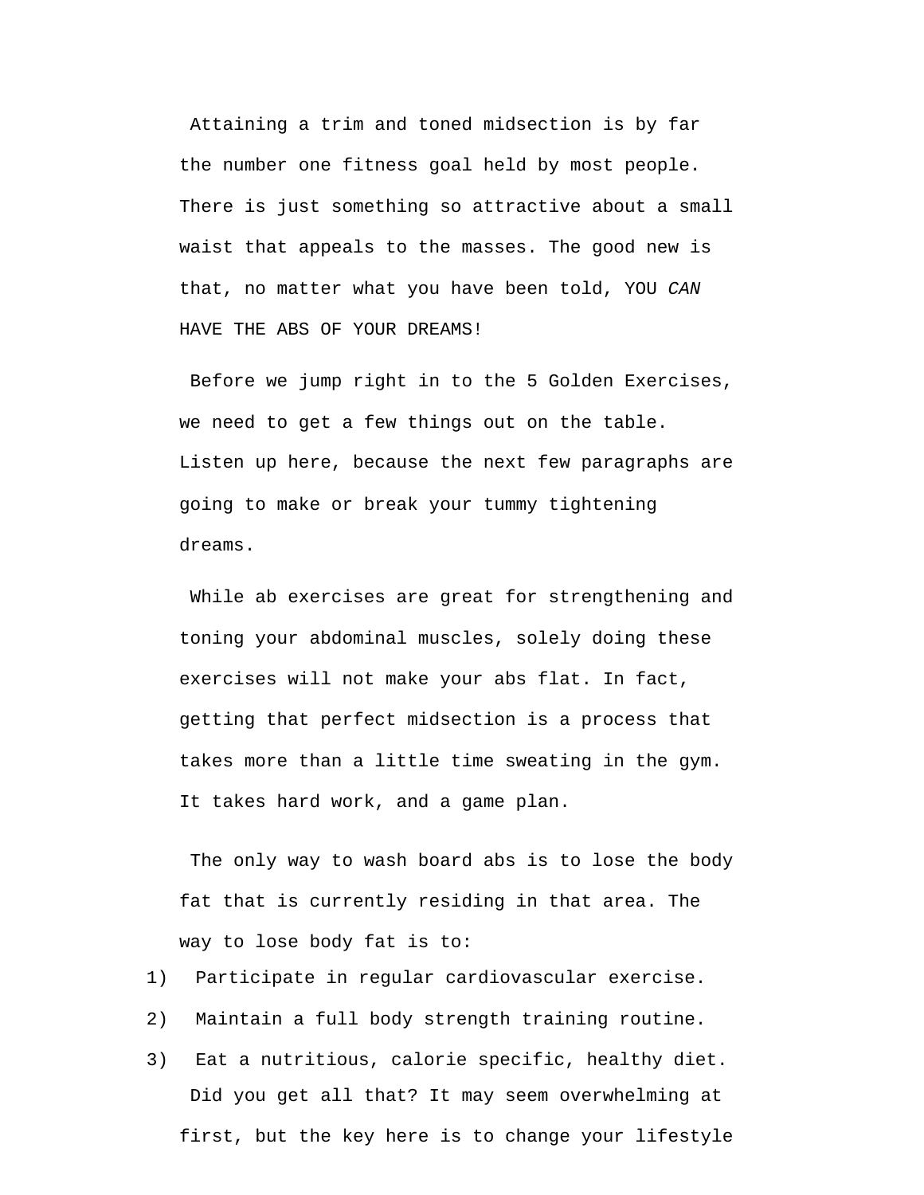Attaining a trim and toned midsection is by far the number one fitness goal held by most people. There is just something so attractive about a small waist that appeals to the masses. The good new is that, no matter what you have been told, YOU *CAN* HAVE THE ABS OF YOUR DREAMS!

Before we jump right in to the 5 Golden Exercises, we need to get a few things out on the table. Listen up here, because the next few paragraphs are going to make or break your tummy tightening dreams.

While ab exercises are great for strengthening and toning your abdominal muscles, solely doing these exercises will not make your abs flat. In fact, getting that perfect midsection is a process that takes more than a little time sweating in the gym. It takes hard work, and a game plan.

The only way to wash board abs is to lose the body fat that is currently residing in that area. The way to lose body fat is to:

1) Participate in regular cardiovascular exercise.
2) Maintain a full body strength training routine.
3) Eat a nutritious, calorie specific, healthy diet.

Did you get all that? It may seem overwhelming at first, but the key here is to change your lifestyle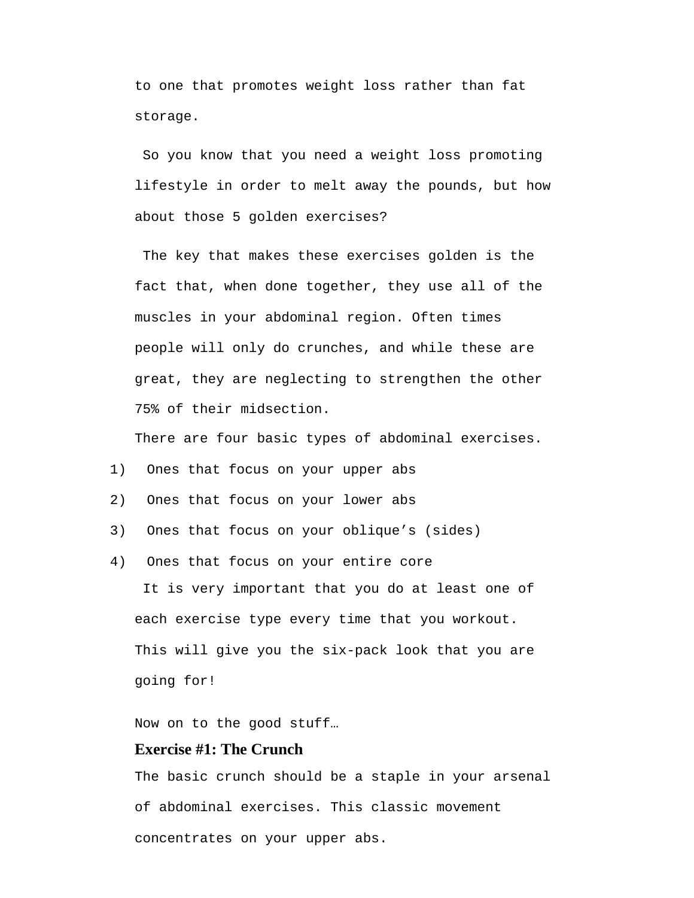to one that promotes weight loss rather than fat storage.

So you know that you need a weight loss promoting lifestyle in order to melt away the pounds, but how about those 5 golden exercises?

The key that makes these exercises golden is the fact that, when done together, they use all of the muscles in your abdominal region. Often times people will only do crunches, and while these are great, they are neglecting to strengthen the other 75% of their midsection.

There are four basic types of abdominal exercises.

1) Ones that focus on your upper abs
2) Ones that focus on your lower abs
3) Ones that focus on your oblique’s (sides)
4) Ones that focus on your entire core

It is very important that you do at least one of each exercise type every time that you workout. This will give you the six-pack look that you are going for!

Now on to the good stuff…

**Exercise #1: The Crunch**

The basic crunch should be a staple in your arsenal of abdominal exercises. This classic movement concentrates on your upper abs.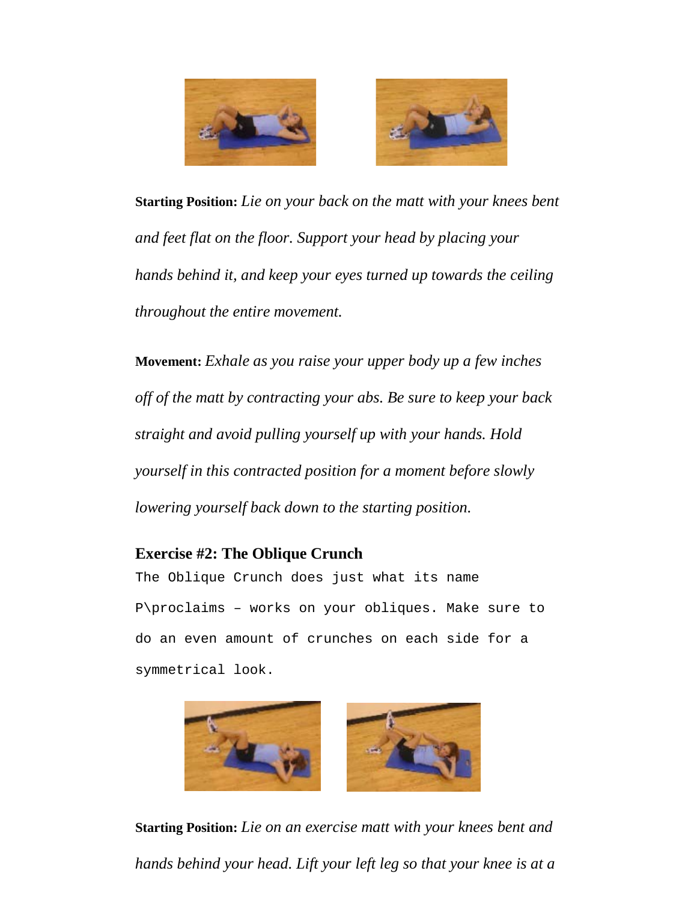**Starting Position:** *Lie on your back on the matt with your knees bent and feet flat on the floor. Support your head by placing your hands behind it, and keep your eyes turned up towards the ceiling throughout the entire movement.*

**Movement:** *Exhale as you raise your upper body up a few inches off of the matt by contracting your abs. Be sure to keep your back straight and avoid pulling yourself up with your hands. Hold yourself in this contracted position for a moment before slowly lowering yourself back down to the starting position.*

### Exercise #2: The Oblique Crunch

The Oblique Crunch does just what its name P\proclaims – works on your obliques. Make sure to do an even amount of crunches on each side for a symmetrical look.

**Starting Position:** *Lie on an exercise matt with your knees bent and hands behind your head. Lift your left leg so that your knee is at a*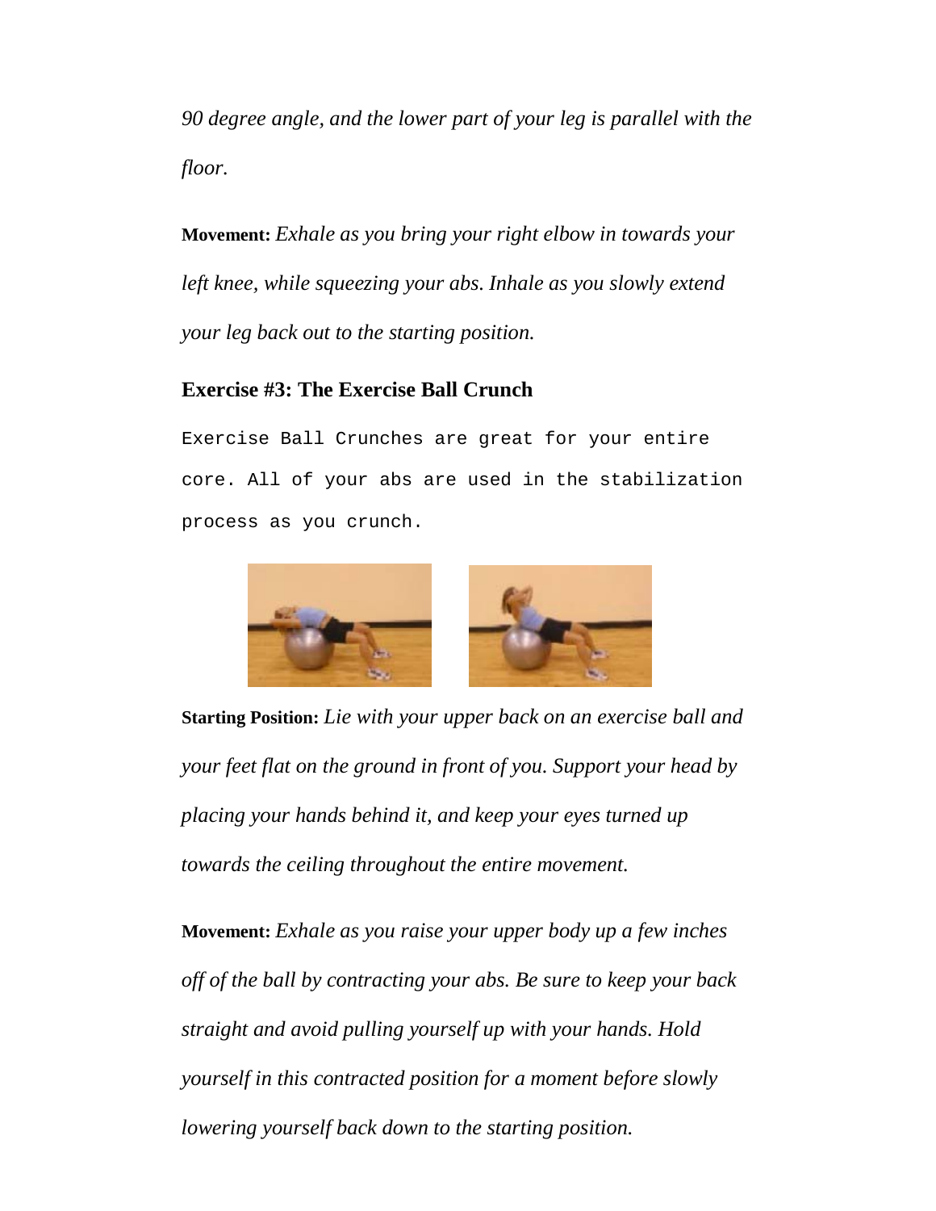*90 degree angle, and the lower part of your leg is parallel with the floor.*

**Movement:** *Exhale as you bring your right elbow in towards your left knee, while squeezing your abs. Inhale as you slowly extend your leg back out to the starting position.*

### Exercise #3: The Exercise Ball Crunch

Exercise Ball Crunches are great for your entire core. All of your abs are used in the stabilization process as you crunch.

**Starting Position:** *Lie with your upper back on an exercise ball and your feet flat on the ground in front of you. Support your head by placing your hands behind it, and keep your eyes turned up towards the ceiling throughout the entire movement.*

**Movement:** *Exhale as you raise your upper body up a few inches off of the ball by contracting your abs. Be sure to keep your back straight and avoid pulling yourself up with your hands. Hold yourself in this contracted position for a moment before slowly lowering yourself back down to the starting position.*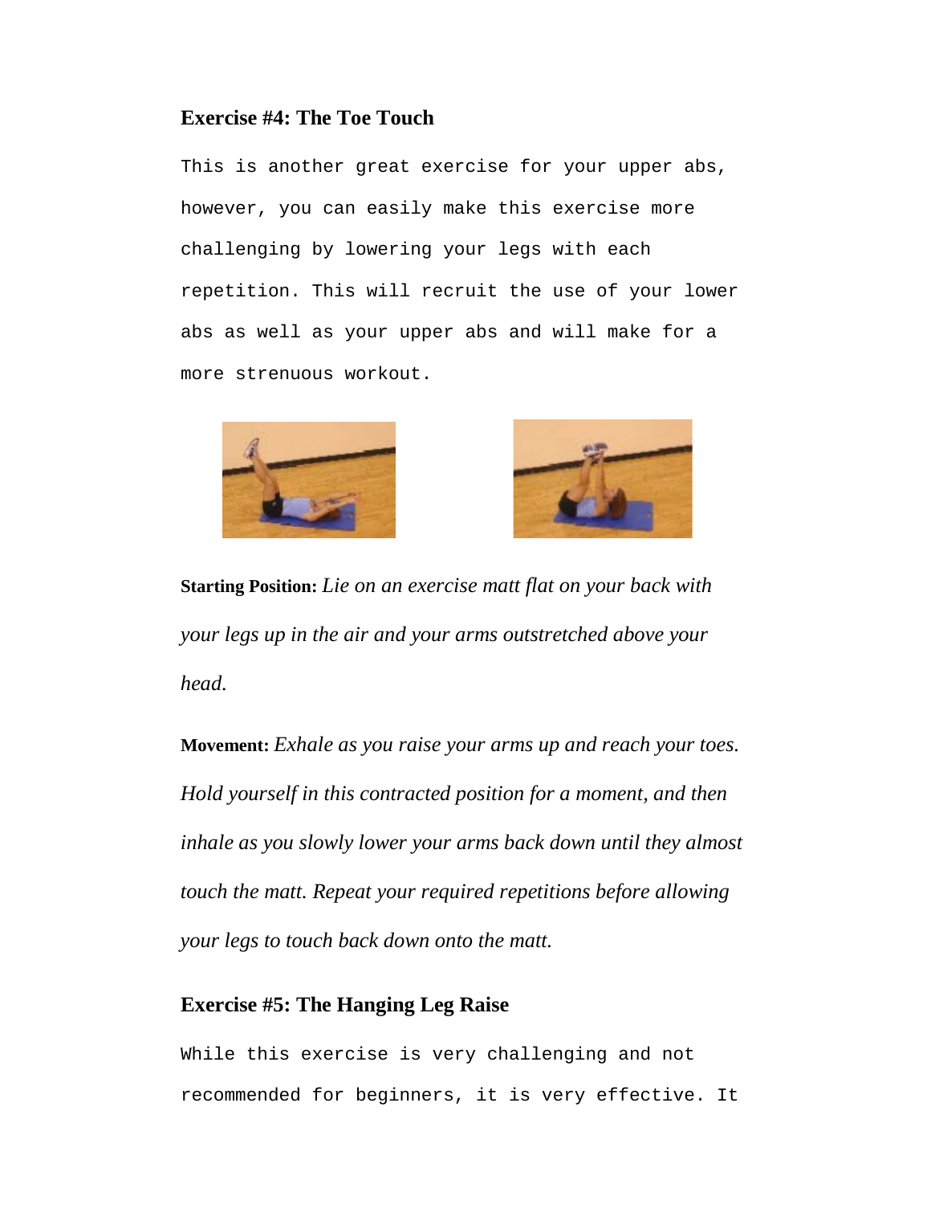### Exercise #4: The Toe Touch

This is another great exercise for your upper abs, however, you can easily make this exercise more challenging by lowering your legs with each repetition. This will recruit the use of your lower abs as well as your upper abs and will make for a more strenuous workout.

**Starting Position:** *Lie on an exercise matt flat on your back with your legs up in the air and your arms outstretched above your head.*

**Movement:** *Exhale as you raise your arms up and reach your toes. Hold yourself in this contracted position for a moment, and then inhale as you slowly lower your arms back down until they almost touch the matt. Repeat your required repetitions before allowing your legs to touch back down onto the matt.*

### Exercise #5: The Hanging Leg Raise

While this exercise is very challenging and not recommended for beginners, it is very effective. It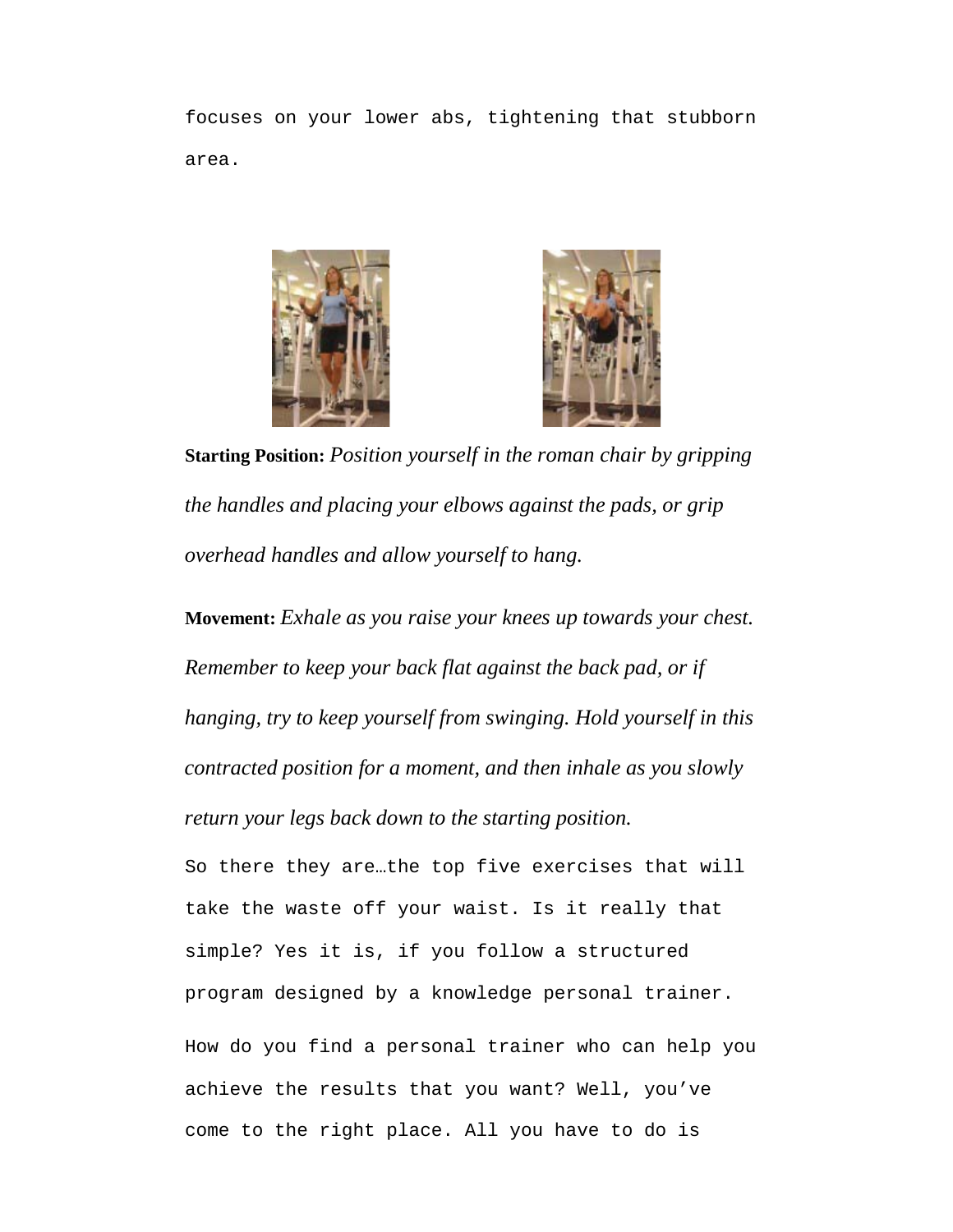focuses on your lower abs, tightening that stubborn area.

**Starting Position:** *Position yourself in the roman chair by gripping the handles and placing your elbows against the pads, or grip overhead handles and allow yourself to hang.*

**Movement:** *Exhale as you raise your knees up towards your chest. Remember to keep your back flat against the back pad, or if hanging, try to keep yourself from swinging. Hold yourself in this contracted position for a moment, and then inhale as you slowly return your legs back down to the starting position.*

So there they are…the top five exercises that will take the waste off your waist. Is it really that simple? Yes it is, if you follow a structured program designed by a knowledge personal trainer.

How do you find a personal trainer who can help you achieve the results that you want? Well, you've come to the right place. All you have to do is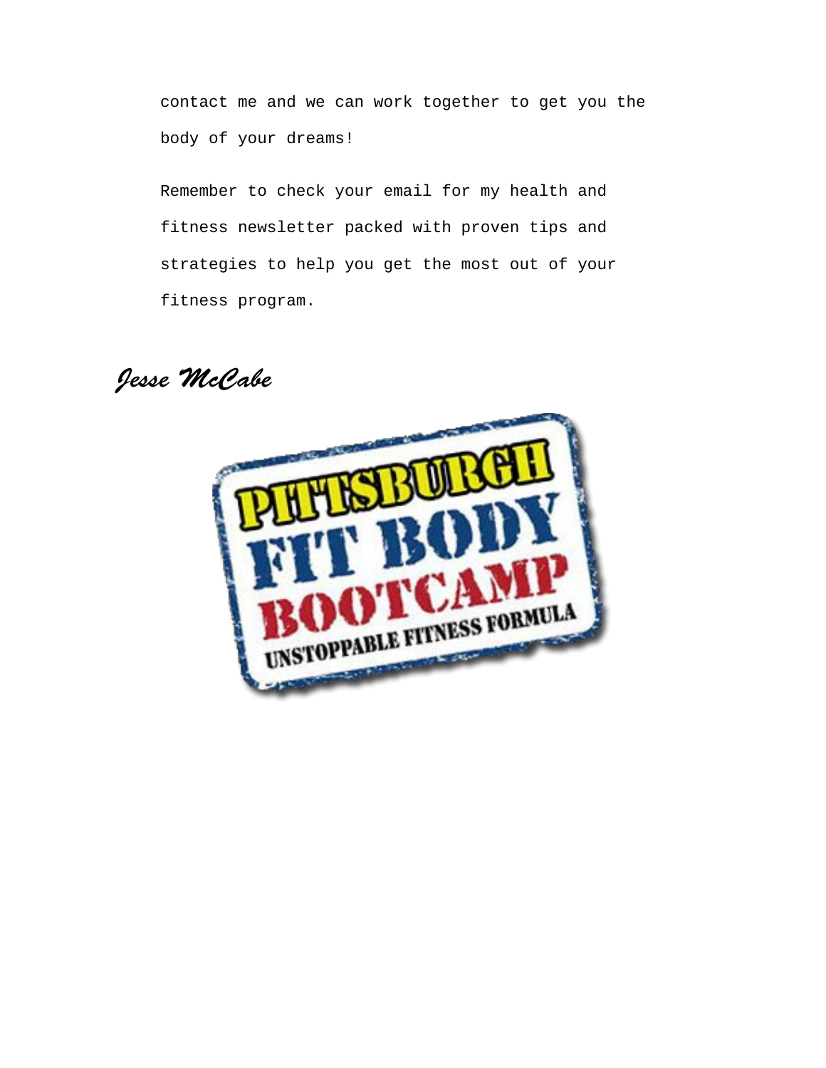contact me and we can work together to get you the body of your dreams!

Remember to check your email for my health and fitness newsletter packed with proven tips and strategies to help you get the most out of your fitness program.

*Jesse McCabe*